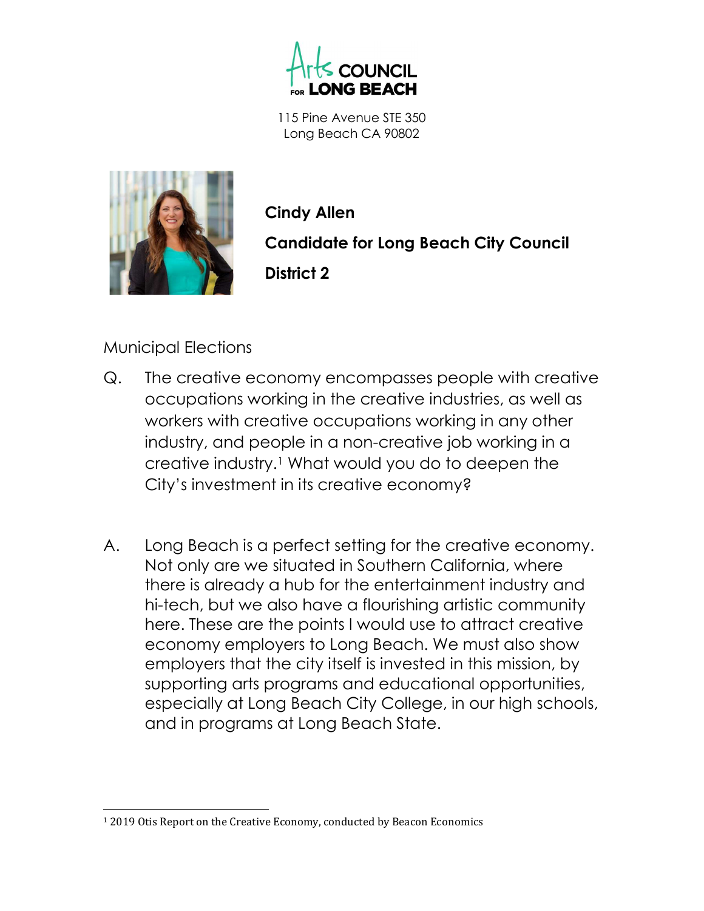# Arts Council for Long Beach

115 Pine Avenue STE 350
Long Beach CA 90802

**Cindy Allen**

**Candidate for Long Beach City Council**

**District 2**

Municipal Elections

Q. The creative economy encompasses people with creative occupations working in the creative industries, as well as workers with creative occupations working in any other industry, and people in a non-creative job working in a creative industry.[1] What would you do to deepen the City's investment in its creative economy?

A. Long Beach is a perfect setting for the creative economy. Not only are we situated in Southern California, where there is already a hub for the entertainment industry and hi-tech, but we also have a flourishing artistic community here. These are the points I would use to attract creative economy employers to Long Beach. We must also show employers that the city itself is invested in this mission, by supporting arts programs and educational opportunities, especially at Long Beach City College, in our high schools, and in programs at Long Beach State.

[1] 2019 Otis Report on the Creative Economy, conducted by Beacon Economics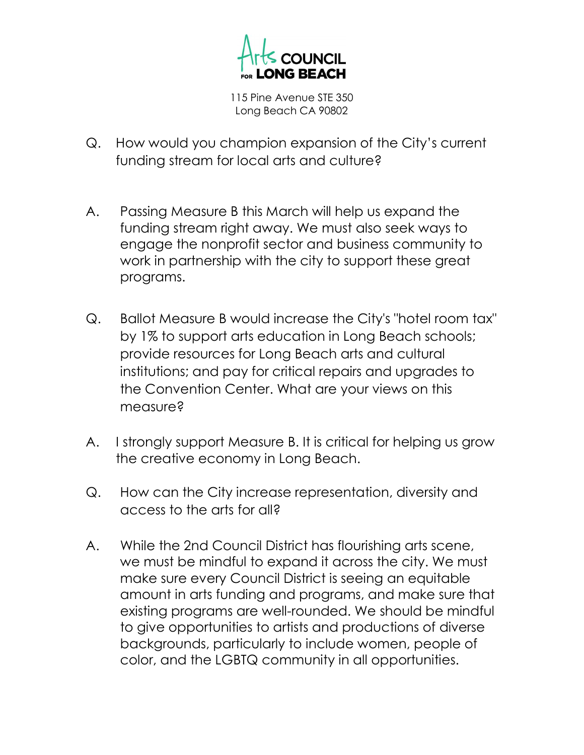Arts COUNCIL FOR LONG BEACH

115 Pine Avenue STE 350
Long Beach CA 90802

Q. How would you champion expansion of the City's current funding stream for local arts and culture?

A. Passing Measure B this March will help us expand the funding stream right away. We must also seek ways to engage the nonprofit sector and business community to work in partnership with the city to support these great programs.

Q. Ballot Measure B would increase the City's "hotel room tax" by 1% to support arts education in Long Beach schools; provide resources for Long Beach arts and cultural institutions; and pay for critical repairs and upgrades to the Convention Center. What are your views on this measure?

A. I strongly support Measure B. It is critical for helping us grow the creative economy in Long Beach.

Q. How can the City increase representation, diversity and access to the arts for all?

A. While the 2nd Council District has flourishing arts scene, we must be mindful to expand it across the city. We must make sure every Council District is seeing an equitable amount in arts funding and programs, and make sure that existing programs are well-rounded. We should be mindful to give opportunities to artists and productions of diverse backgrounds, particularly to include women, people of color, and the LGBTQ community in all opportunities.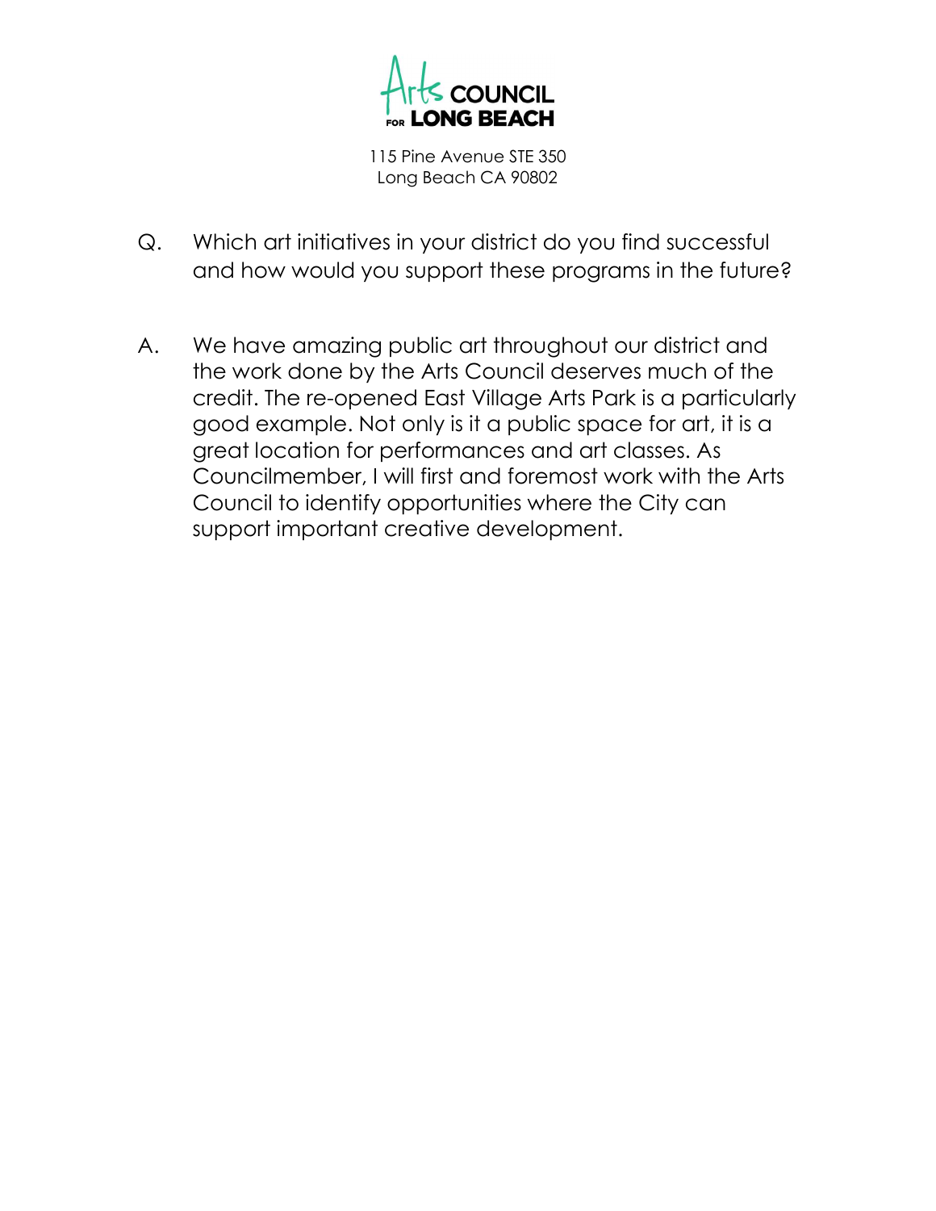Arts COUNCIL FOR LONG BEACH

115 Pine Avenue STE 350
Long Beach CA 90802

Q. Which art initiatives in your district do you find successful and how would you support these programs in the future?

A. We have amazing public art throughout our district and the work done by the Arts Council deserves much of the credit. The re-opened East Village Arts Park is a particularly good example. Not only is it a public space for art, it is a great location for performances and art classes. As Councilmember, I will first and foremost work with the Arts Council to identify opportunities where the City can support important creative development.